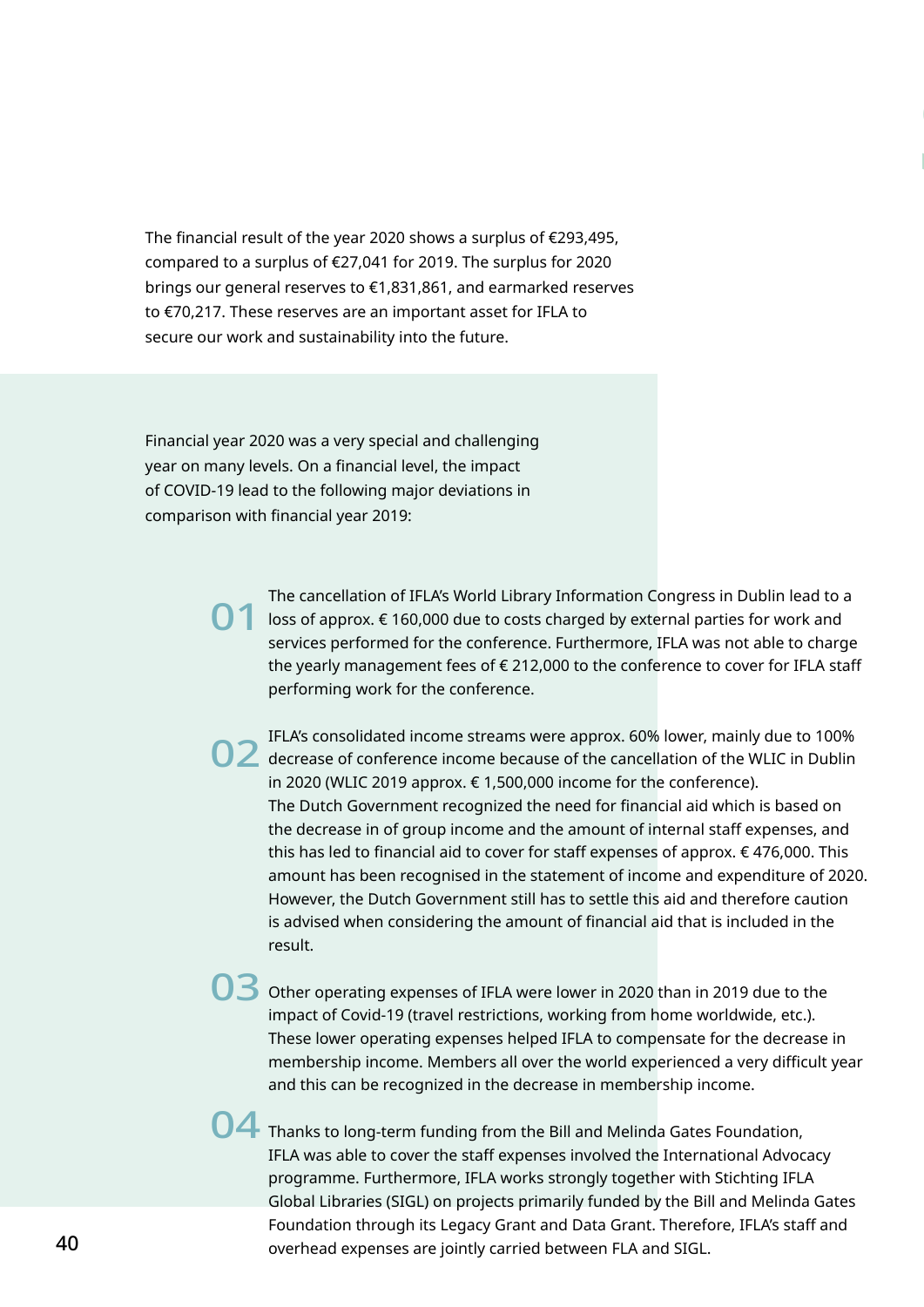The financial result of the year 2020 shows a surplus of €293,495, compared to a surplus of €27,041 for 2019. The surplus for 2020 brings our general reserves to €1,831,861, and earmarked reserves to €70,217. These reserves are an important asset for IFLA to secure our work and sustainability into the future.

Financial year 2020 was a very special and challenging year on many levels. On a financial level, the impact of COVID-19 lead to the following major deviations in comparison with financial year 2019:

**01** The cancellation of IFLA's World Library Information Congress in Dublin lead to a loss of approx. € 160,000 due to costs charged by external parties for work and services performed for the conference. Furthermore, IFLA was not able to charge the yearly management fees of € 212,000 to the conference to cover for IFLA staff performing work for the conference.

**02** IFLA's consolidated income streams were approx. 60% lower, mainly due to 100% decrease of conference income because of the cancellation of the WLIC in Dublin in 2020 (WLIC 2019 approx. € 1,500,000 income for the conference).
The Dutch Government recognized the need for financial aid which is based on the decrease in of group income and the amount of internal staff expenses, and this has led to financial aid to cover for staff expenses of approx. € 476,000. This amount has been recognised in the statement of income and expenditure of 2020. However, the Dutch Government still has to settle this aid and therefore caution is advised when considering the amount of financial aid that is included in the result.

**03** Other operating expenses of IFLA were lower in 2020 than in 2019 due to the impact of Covid-19 (travel restrictions, working from home worldwide, etc.). These lower operating expenses helped IFLA to compensate for the decrease in membership income. Members all over the world experienced a very difficult year and this can be recognized in the decrease in membership income.

**04** Thanks to long-term funding from the Bill and Melinda Gates Foundation, IFLA was able to cover the staff expenses involved the International Advocacy programme. Furthermore, IFLA works strongly together with Stichting IFLA Global Libraries (SIGL) on projects primarily funded by the Bill and Melinda Gates Foundation through its Legacy Grant and Data Grant. Therefore, IFLA's staff and overhead expenses are jointly carried between FLA and SIGL.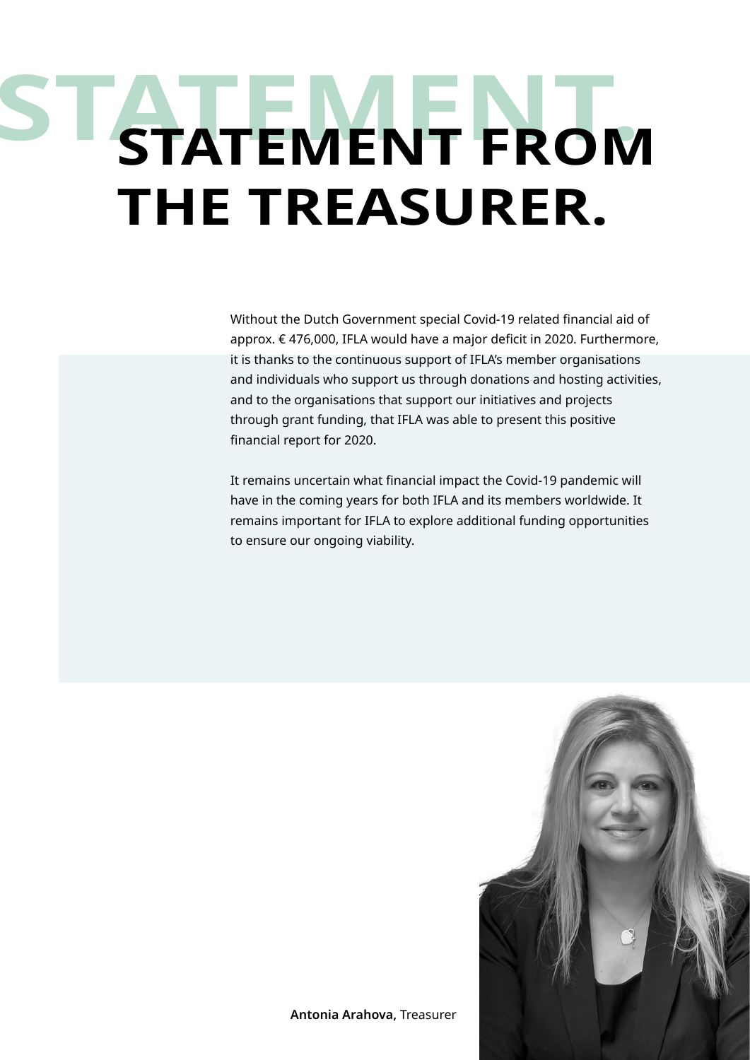# STATEMENT FROM THE TREASURER.

Without the Dutch Government special Covid-19 related financial aid of approx. € 476,000, IFLA would have a major deficit in 2020. Furthermore, it is thanks to the continuous support of IFLA's member organisations and individuals who support us through donations and hosting activities, and to the organisations that support our initiatives and projects through grant funding, that IFLA was able to present this positive financial report for 2020.

It remains uncertain what financial impact the Covid-19 pandemic will have in the coming years for both IFLA and its members worldwide. It remains important for IFLA to explore additional funding opportunities to ensure our ongoing viability.

**Antonia Arahova,** Treasurer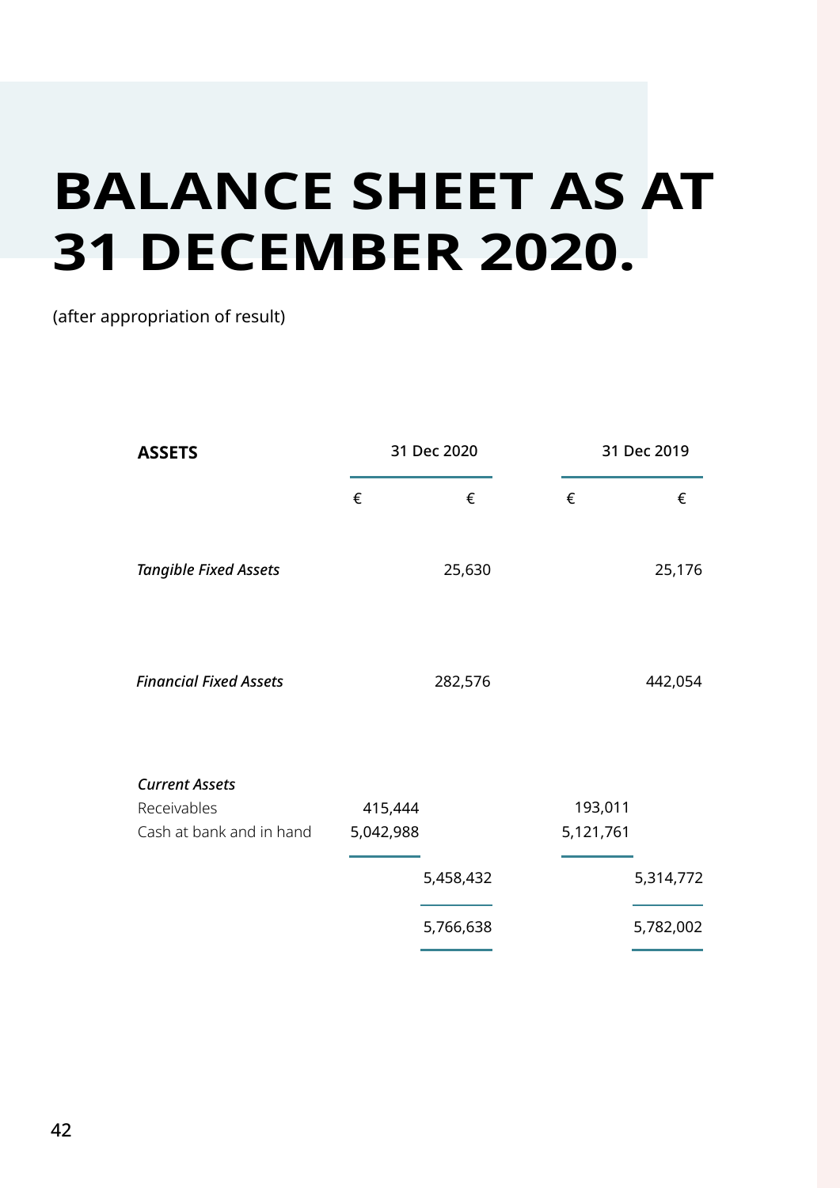# BALANCE SHEET AS AT 31 DECEMBER 2020.

(after appropriation of result)

| **ASSETS** | 31 Dec 2020 | | 31 Dec 2019 | |
|---|---|---|---|---|
| | € | € | € | € |
| *Tangible Fixed Assets* | | 25,630 | | 25,176 |
| *Financial Fixed Assets* | | 282,576 | | 442,054 |
| *Current Assets* | | | | |
| Receivables | 415,444 | | 193,011 | |
| Cash at bank and in hand | 5,042,988 | | 5,121,761 | |
| | | 5,458,432 | | 5,314,772 |
| | | 5,766,638 | | 5,782,002 |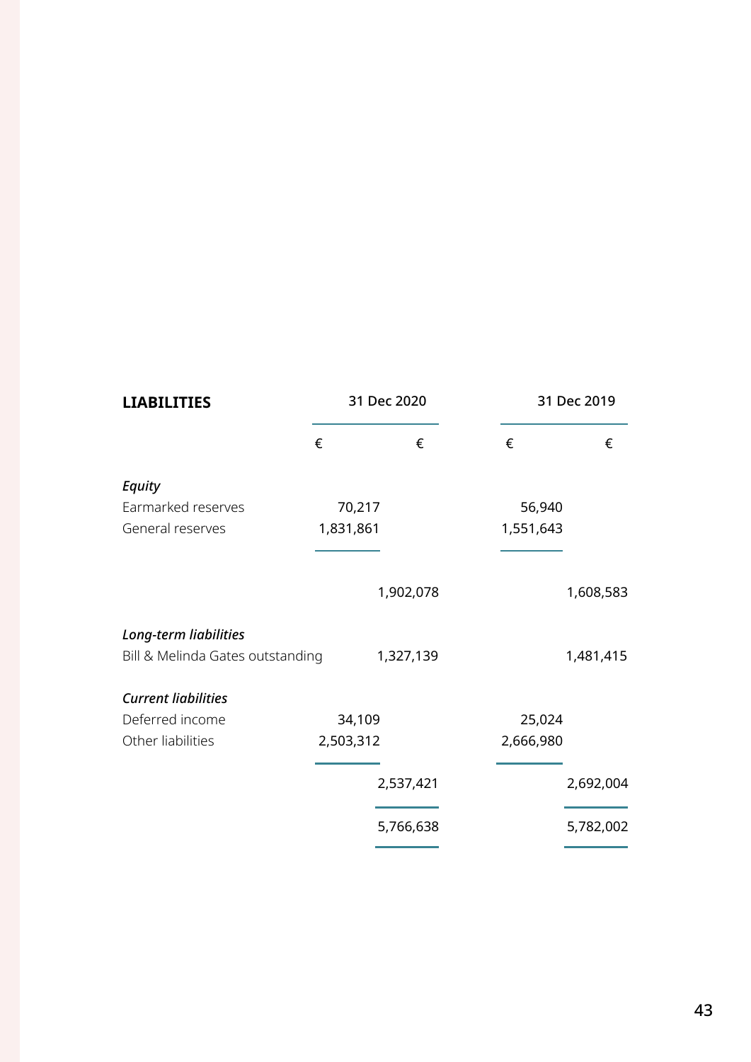| **LIABILITIES** | 31 Dec 2020 | | 31 Dec 2019 | |
|---|---|---|---|---|
| | € | € | € | € |
| ***Equity*** | | | | |
| Earmarked reserves | 70,217 | | 56,940 | |
| General reserves | 1,831,861 | | 1,551,643 | |
| | | 1,902,078 | | 1,608,583 |
| ***Long-term liabilities*** | | | | |
| Bill & Melinda Gates outstanding | | 1,327,139 | | 1,481,415 |
| ***Current liabilities*** | | | | |
| Deferred income | 34,109 | | 25,024 | |
| Other liabilities | 2,503,312 | | 2,666,980 | |
| | | 2,537,421 | | 2,692,004 |
| | | 5,766,638 | | 5,782,002 |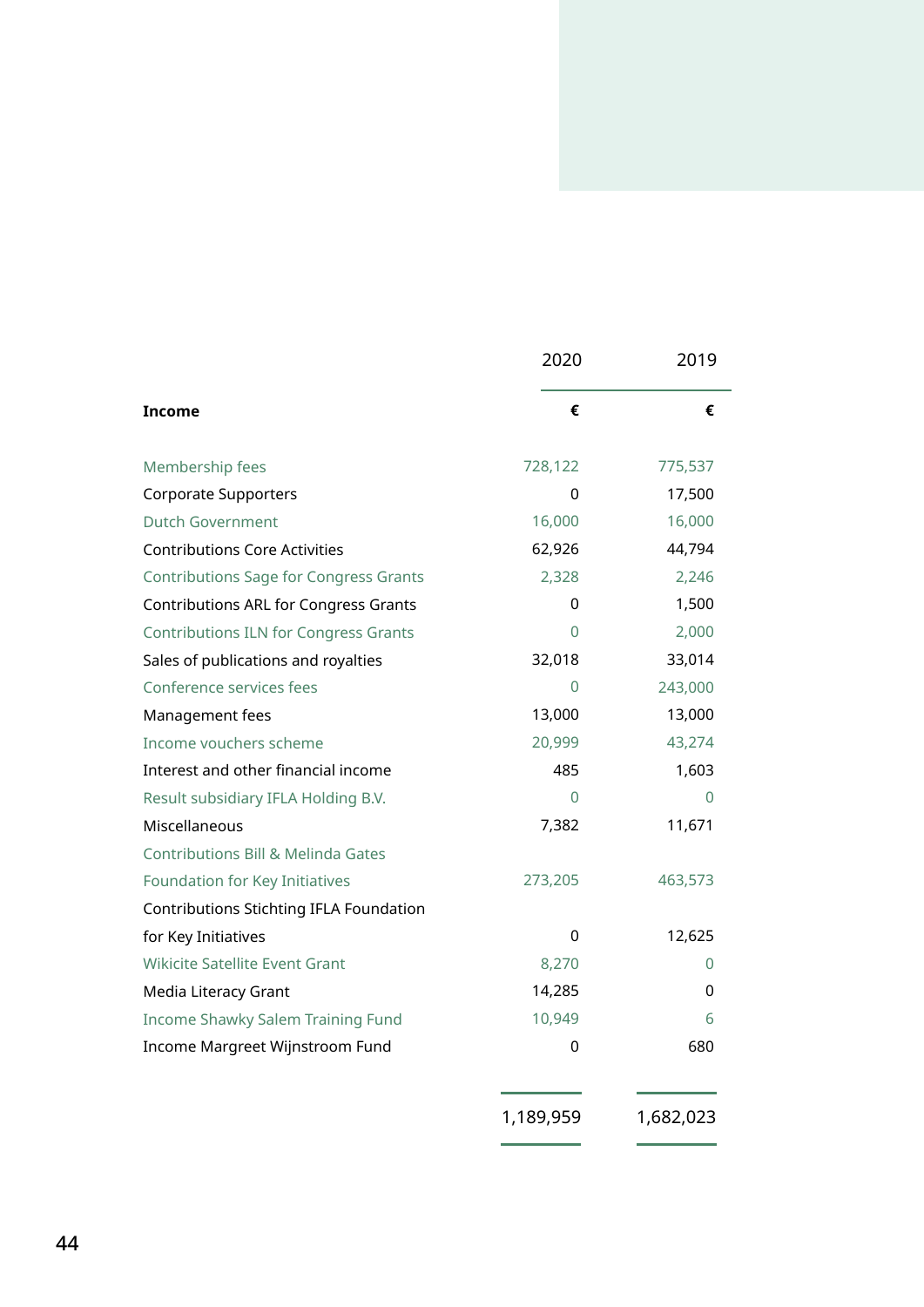| Income | 2020 € | 2019 € |
|---|---|---|
| Membership fees | 728,122 | 775,537 |
| Corporate Supporters | 0 | 17,500 |
| Dutch Government | 16,000 | 16,000 |
| Contributions Core Activities | 62,926 | 44,794 |
| Contributions Sage for Congress Grants | 2,328 | 2,246 |
| Contributions ARL for Congress Grants | 0 | 1,500 |
| Contributions ILN for Congress Grants | 0 | 2,000 |
| Sales of publications and royalties | 32,018 | 33,014 |
| Conference services fees | 0 | 243,000 |
| Management fees | 13,000 | 13,000 |
| Income vouchers scheme | 20,999 | 43,274 |
| Interest and other financial income | 485 | 1,603 |
| Result subsidiary IFLA Holding B.V. | 0 | 0 |
| Miscellaneous | 7,382 | 11,671 |
| Contributions Bill & Melinda Gates Foundation for Key Initiatives | 273,205 | 463,573 |
| Contributions Stichting IFLA Foundation for Key Initiatives | 0 | 12,625 |
| Wikicite Satellite Event Grant | 8,270 | 0 |
| Media Literacy Grant | 14,285 | 0 |
| Income Shawky Salem Training Fund | 10,949 | 6 |
| Income Margreet Wijnstroom Fund | 0 | 680 |
| | 1,189,959 | 1,682,023 |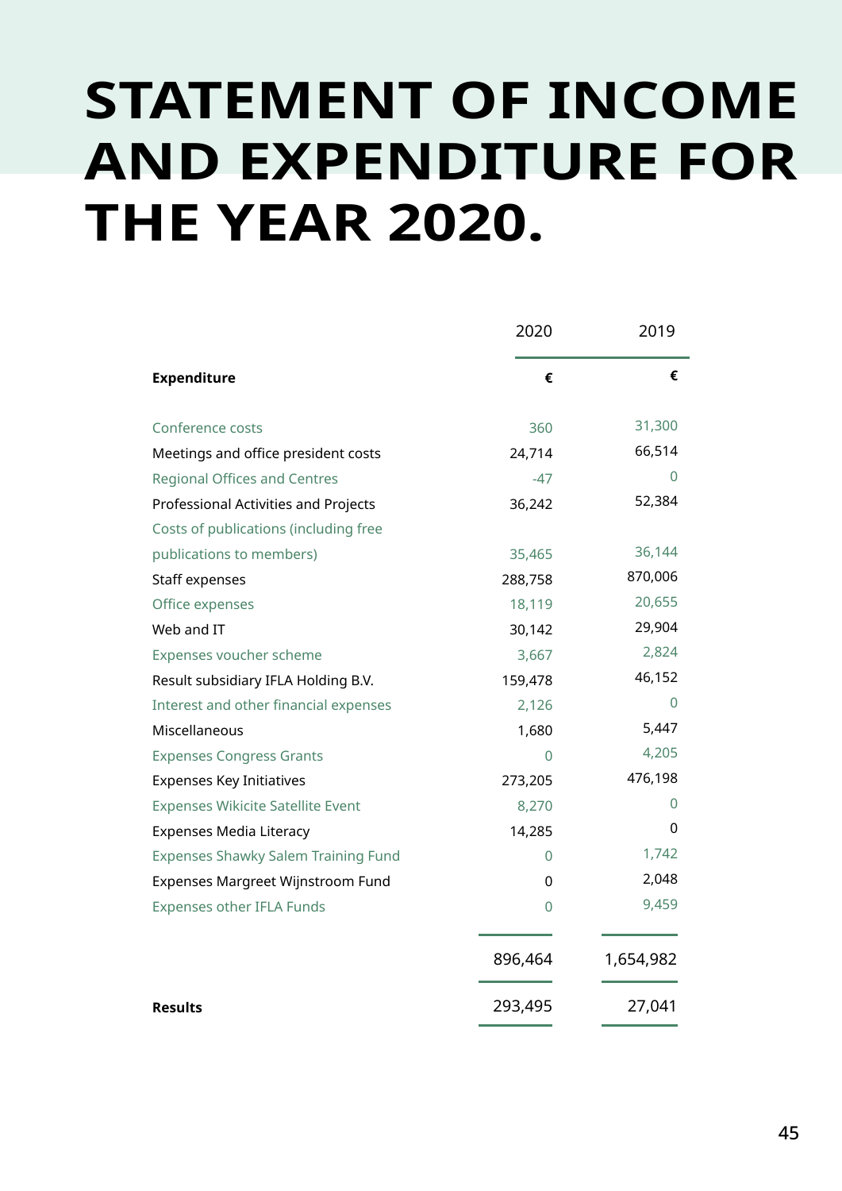# STATEMENT OF INCOME AND EXPENDITURE FOR THE YEAR 2020.

| | 2020 | 2019 |
|---|---|---|
| **Expenditure** | **€** | **€** |
| Conference costs | 360 | 31,300 |
| Meetings and office president costs | 24,714 | 66,514 |
| Regional Offices and Centres | -47 | 0 |
| Professional Activities and Projects | 36,242 | 52,384 |
| Costs of publications (including free publications to members) | 35,465 | 36,144 |
| Staff expenses | 288,758 | 870,006 |
| Office expenses | 18,119 | 20,655 |
| Web and IT | 30,142 | 29,904 |
| Expenses voucher scheme | 3,667 | 2,824 |
| Result subsidiary IFLA Holding B.V. | 159,478 | 46,152 |
| Interest and other financial expenses | 2,126 | 0 |
| Miscellaneous | 1,680 | 5,447 |
| Expenses Congress Grants | 0 | 4,205 |
| Expenses Key Initiatives | 273,205 | 476,198 |
| Expenses Wikicite Satellite Event | 8,270 | 0 |
| Expenses Media Literacy | 14,285 | 0 |
| Expenses Shawky Salem Training Fund | 0 | 1,742 |
| Expenses Margreet Wijnstroom Fund | 0 | 2,048 |
| Expenses other IFLA Funds | 0 | 9,459 |
| | 896,464 | 1,654,982 |
| **Results** | 293,495 | 27,041 |